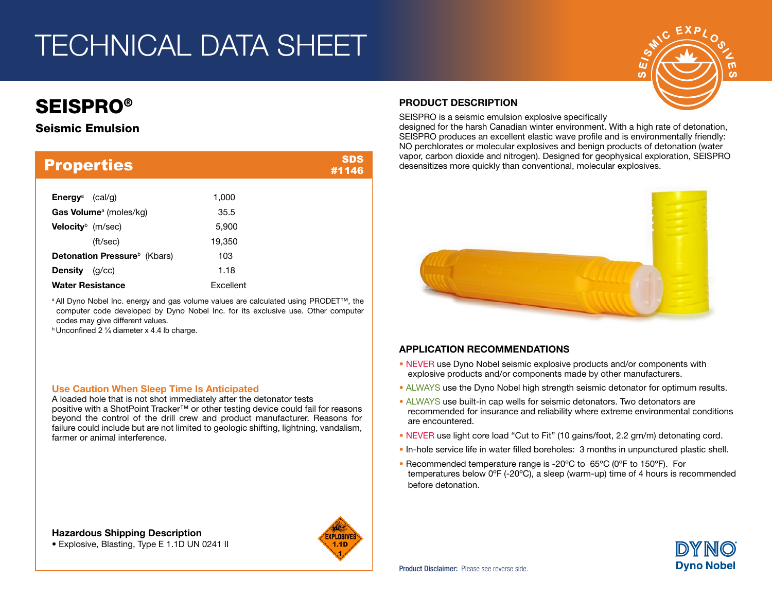# TECHNICAL DATA SHEET

## SEISPRO®

### Seismic Emulsion

## Properties

SDS #1146

| Property | Value |
|---|---|
| **Energy**[a] (cal/g) | 1,000 |
| **Gas Volume**[a] (moles/kg) | 35.5 |
| **Velocity**[b] (m/sec) | 5,900 |
| (ft/sec) | 19,350 |
| **Detonation Pressure**[b] (Kbars) | 103 |
| **Density** (g/cc) | 1.18 |
| **Water Resistance** | Excellent |

[a] All Dyno Nobel Inc. energy and gas volume values are calculated using PRODET™, the computer code developed by Dyno Nobel Inc. for its exclusive use. Other computer codes may give different values.

[b] Unconfined 2 ¼ diameter x 4.4 lb charge.

### Use Caution When Sleep Time Is Anticipated

A loaded hole that is not shot immediately after the detonator tests positive with a ShotPoint Tracker™ or other testing device could fail for reasons beyond the control of the drill crew and product manufacturer. Reasons for failure could include but are not limited to geologic shifting, lightning, vandalism, farmer or animal interference.

### Hazardous Shipping Description

- Explosive, Blasting, Type E 1.1D UN 0241 II

## PRODUCT DESCRIPTION

SEISPRO is a seismic emulsion explosive specifically designed for the harsh Canadian winter environment. With a high rate of detonation, SEISPRO produces an excellent elastic wave profile and is environmentally friendly: NO perchlorates or molecular explosives and benign products of detonation (water vapor, carbon dioxide and nitrogen). Designed for geophysical exploration, SEISPRO desensitizes more quickly than conventional, molecular explosives.

## APPLICATION RECOMMENDATIONS

- NEVER use Dyno Nobel seismic explosive products and/or components with explosive products and/or components made by other manufacturers.
- ALWAYS use the Dyno Nobel high strength seismic detonator for optimum results.
- ALWAYS use built-in cap wells for seismic detonators. Two detonators are recommended for insurance and reliability where extreme environmental conditions are encountered.
- NEVER use light core load “Cut to Fit” (10 gains/foot, 2.2 gm/m) detonating cord.
- In-hole service life in water filled boreholes: 3 months in unpunctured plastic shell.
- Recommended temperature range is -20ºC to 65ºC (0ºF to 150ºF). For temperatures below 0ºF (-20ºC), a sleep (warm-up) time of 4 hours is recommended before detonation.

**Product Disclaimer:** Please see reverse side.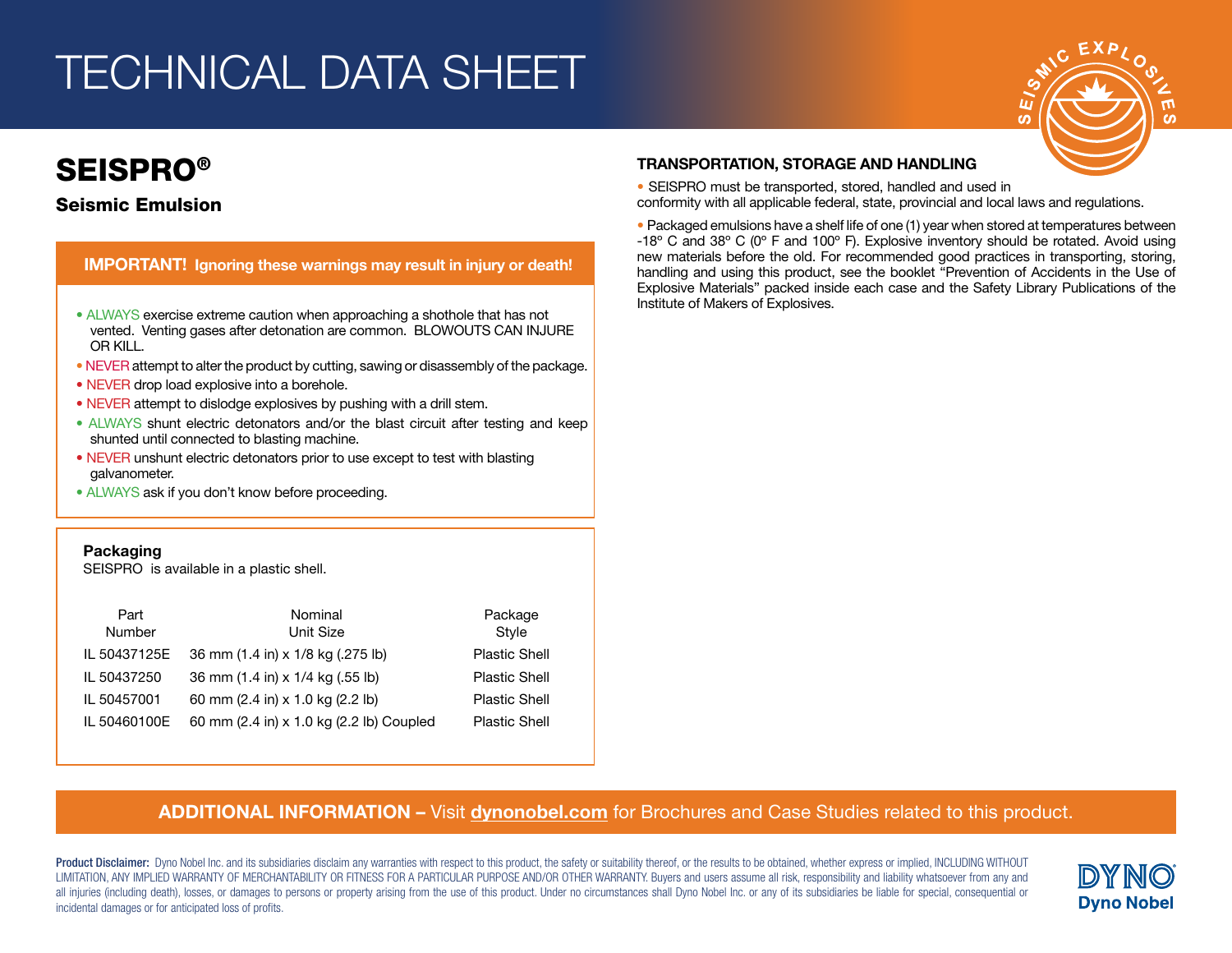# TECHNICAL DATA SHEET

## SEISPRO®

### Seismic Emulsion

**IMPORTANT! Ignoring these warnings may result in injury or death!**

- ALWAYS exercise extreme caution when approaching a shothole that has not vented. Venting gases after detonation are common. BLOWOUTS CAN INJURE OR KILL.
- NEVER attempt to alter the product by cutting, sawing or disassembly of the package.
- NEVER drop load explosive into a borehole.
- NEVER attempt to dislodge explosives by pushing with a drill stem.
- ALWAYS shunt electric detonators and/or the blast circuit after testing and keep shunted until connected to blasting machine.
- NEVER unshunt electric detonators prior to use except to test with blasting galvanometer.
- ALWAYS ask if you don't know before proceeding.

**Packaging**

SEISPRO is available in a plastic shell.

| Part Number | Nominal Unit Size | Package Style |
|---|---|---|
| IL 50437125E | 36 mm (1.4 in) x 1/8 kg (.275 lb) | Plastic Shell |
| IL 50437250 | 36 mm (1.4 in) x 1/4 kg (.55 lb) | Plastic Shell |
| IL 50457001 | 60 mm (2.4 in) x 1.0 kg (2.2 lb) | Plastic Shell |
| IL 50460100E | 60 mm (2.4 in) x 1.0 kg (2.2 lb) Coupled | Plastic Shell |

### TRANSPORTATION, STORAGE AND HANDLING

- SEISPRO must be transported, stored, handled and used in conformity with all applicable federal, state, provincial and local laws and regulations.
- Packaged emulsions have a shelf life of one (1) year when stored at temperatures between -18° C and 38° C (0° F and 100° F). Explosive inventory should be rotated. Avoid using new materials before the old. For recommended good practices in transporting, storing, handling and using this product, see the booklet "Prevention of Accidents in the Use of Explosive Materials" packed inside each case and the Safety Library Publications of the Institute of Makers of Explosives.

**ADDITIONAL INFORMATION –** Visit **dynonobel.com** for Brochures and Case Studies related to this product.

**Product Disclaimer:** Dyno Nobel Inc. and its subsidiaries disclaim any warranties with respect to this product, the safety or suitability thereof, or the results to be obtained, whether express or implied, INCLUDING WITHOUT LIMITATION, ANY IMPLIED WARRANTY OF MERCHANTABILITY OR FITNESS FOR A PARTICULAR PURPOSE AND/OR OTHER WARRANTY. Buyers and users assume all risk, responsibility and liability whatsoever from any and all injuries (including death), losses, or damages to persons or property arising from the use of this product. Under no circumstances shall Dyno Nobel Inc. or any of its subsidiaries be liable for special, consequential or incidental damages or for anticipated loss of profits.